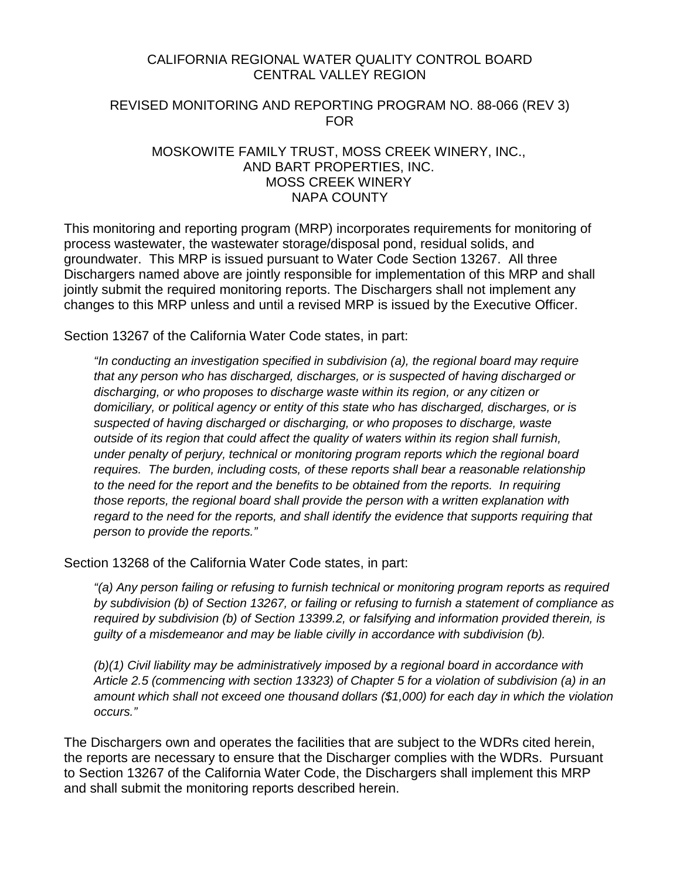# CALIFORNIA REGIONAL WATER QUALITY CONTROL BOARD
# CENTRAL VALLEY REGION

## REVISED MONITORING AND REPORTING PROGRAM NO. 88-066 (REV 3)
## FOR

## MOSKOWITE FAMILY TRUST, MOSS CREEK WINERY, INC., AND BART PROPERTIES, INC.
## MOSS CREEK WINERY
## NAPA COUNTY

This monitoring and reporting program (MRP) incorporates requirements for monitoring of process wastewater, the wastewater storage/disposal pond, residual solids, and groundwater. This MRP is issued pursuant to Water Code Section 13267. All three Dischargers named above are jointly responsible for implementation of this MRP and shall jointly submit the required monitoring reports. The Dischargers shall not implement any changes to this MRP unless and until a revised MRP is issued by the Executive Officer.

Section 13267 of the California Water Code states, in part:

> *"In conducting an investigation specified in subdivision (a), the regional board may require that any person who has discharged, discharges, or is suspected of having discharged or discharging, or who proposes to discharge waste within its region, or any citizen or domiciliary, or political agency or entity of this state who has discharged, discharges, or is suspected of having discharged or discharging, or who proposes to discharge, waste outside of its region that could affect the quality of waters within its region shall furnish, under penalty of perjury, technical or monitoring program reports which the regional board requires. The burden, including costs, of these reports shall bear a reasonable relationship to the need for the report and the benefits to be obtained from the reports. In requiring those reports, the regional board shall provide the person with a written explanation with regard to the need for the reports, and shall identify the evidence that supports requiring that person to provide the reports."*

Section 13268 of the California Water Code states, in part:

> *"(a) Any person failing or refusing to furnish technical or monitoring program reports as required by subdivision (b) of Section 13267, or failing or refusing to furnish a statement of compliance as required by subdivision (b) of Section 13399.2, or falsifying and information provided therein, is guilty of a misdemeanor and may be liable civilly in accordance with subdivision (b).*
>
> *(b)(1) Civil liability may be administratively imposed by a regional board in accordance with Article 2.5 (commencing with section 13323) of Chapter 5 for a violation of subdivision (a) in an amount which shall not exceed one thousand dollars ($1,000) for each day in which the violation occurs."*

The Dischargers own and operates the facilities that are subject to the WDRs cited herein, the reports are necessary to ensure that the Discharger complies with the WDRs. Pursuant to Section 13267 of the California Water Code, the Dischargers shall implement this MRP and shall submit the monitoring reports described herein.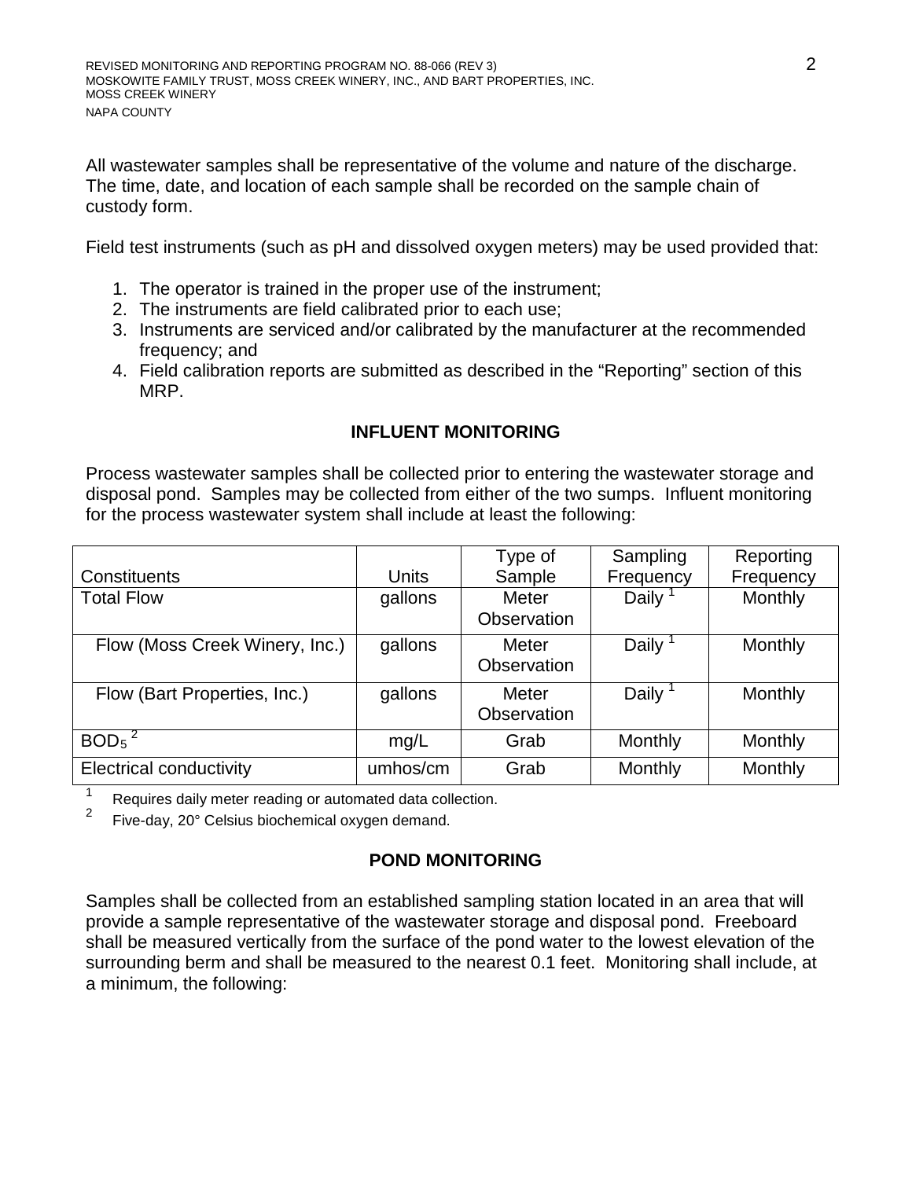All wastewater samples shall be representative of the volume and nature of the discharge. The time, date, and location of each sample shall be recorded on the sample chain of custody form.

Field test instruments (such as pH and dissolved oxygen meters) may be used provided that:

1. The operator is trained in the proper use of the instrument;
2. The instruments are field calibrated prior to each use;
3. Instruments are serviced and/or calibrated by the manufacturer at the recommended frequency; and
4. Field calibration reports are submitted as described in the "Reporting" section of this MRP.

## INFLUENT MONITORING

Process wastewater samples shall be collected prior to entering the wastewater storage and disposal pond. Samples may be collected from either of the two sumps. Influent monitoring for the process wastewater system shall include at least the following:

| Constituents | Units | Type of Sample | Sampling Frequency | Reporting Frequency |
|---|---|---|---|---|
| Total Flow | gallons | Meter Observation | Daily [1] | Monthly |
| Flow (Moss Creek Winery, Inc.) | gallons | Meter Observation | Daily [1] | Monthly |
| Flow (Bart Properties, Inc.) | gallons | Meter Observation | Daily [1] | Monthly |
| $BOD_5$ [2] | mg/L | Grab | Monthly | Monthly |
| Electrical conductivity | umhos/cm | Grab | Monthly | Monthly |

[1] Requires daily meter reading or automated data collection.

[2] Five-day, 20° Celsius biochemical oxygen demand.

## POND MONITORING

Samples shall be collected from an established sampling station located in an area that will provide a sample representative of the wastewater storage and disposal pond. Freeboard shall be measured vertically from the surface of the pond water to the lowest elevation of the surrounding berm and shall be measured to the nearest 0.1 feet. Monitoring shall include, at a minimum, the following: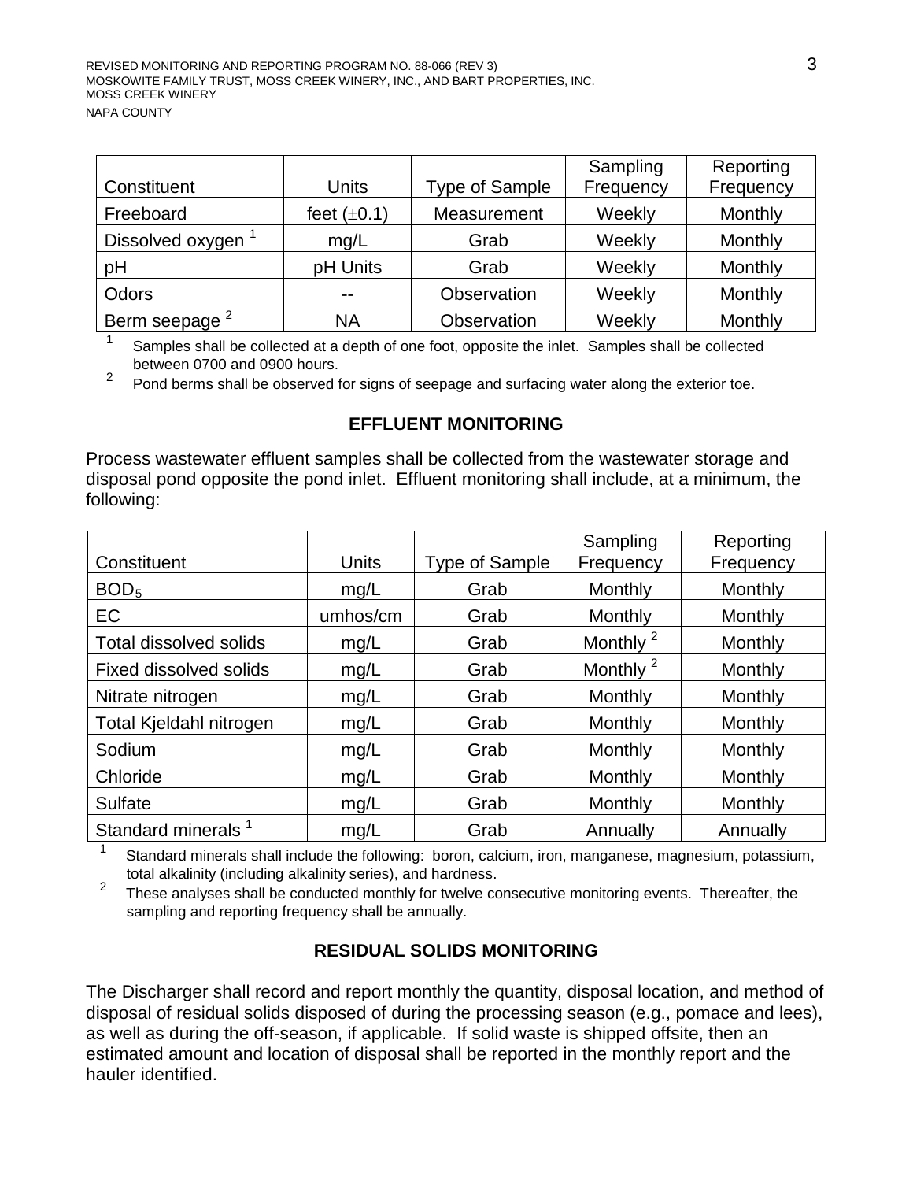| Constituent | Units | Type of Sample | Sampling Frequency | Reporting Frequency |
|---|---|---|---|---|
| Freeboard | feet ($\pm$0.1) | Measurement | Weekly | Monthly |
| Dissolved oxygen [1] | mg/L | Grab | Weekly | Monthly |
| pH | pH Units | Grab | Weekly | Monthly |
| Odors | -- | Observation | Weekly | Monthly |
| Berm seepage [2] | NA | Observation | Weekly | Monthly |

[1] Samples shall be collected at a depth of one foot, opposite the inlet. Samples shall be collected between 0700 and 0900 hours.

[2] Pond berms shall be observed for signs of seepage and surfacing water along the exterior toe.

### EFFLUENT MONITORING

Process wastewater effluent samples shall be collected from the wastewater storage and disposal pond opposite the pond inlet. Effluent monitoring shall include, at a minimum, the following:

| Constituent | Units | Type of Sample | Sampling Frequency | Reporting Frequency |
|---|---|---|---|---|
| $BOD_5$ | mg/L | Grab | Monthly | Monthly |
| EC | umhos/cm | Grab | Monthly | Monthly |
| Total dissolved solids | mg/L | Grab | Monthly [2] | Monthly |
| Fixed dissolved solids | mg/L | Grab | Monthly [2] | Monthly |
| Nitrate nitrogen | mg/L | Grab | Monthly | Monthly |
| Total Kjeldahl nitrogen | mg/L | Grab | Monthly | Monthly |
| Sodium | mg/L | Grab | Monthly | Monthly |
| Chloride | mg/L | Grab | Monthly | Monthly |
| Sulfate | mg/L | Grab | Monthly | Monthly |
| Standard minerals [1] | mg/L | Grab | Annually | Annually |

[1] Standard minerals shall include the following: boron, calcium, iron, manganese, magnesium, potassium, total alkalinity (including alkalinity series), and hardness.

[2] These analyses shall be conducted monthly for twelve consecutive monitoring events. Thereafter, the sampling and reporting frequency shall be annually.

### RESIDUAL SOLIDS MONITORING

The Discharger shall record and report monthly the quantity, disposal location, and method of disposal of residual solids disposed of during the processing season (e.g., pomace and lees), as well as during the off-season, if applicable. If solid waste is shipped offsite, then an estimated amount and location of disposal shall be reported in the monthly report and the hauler identified.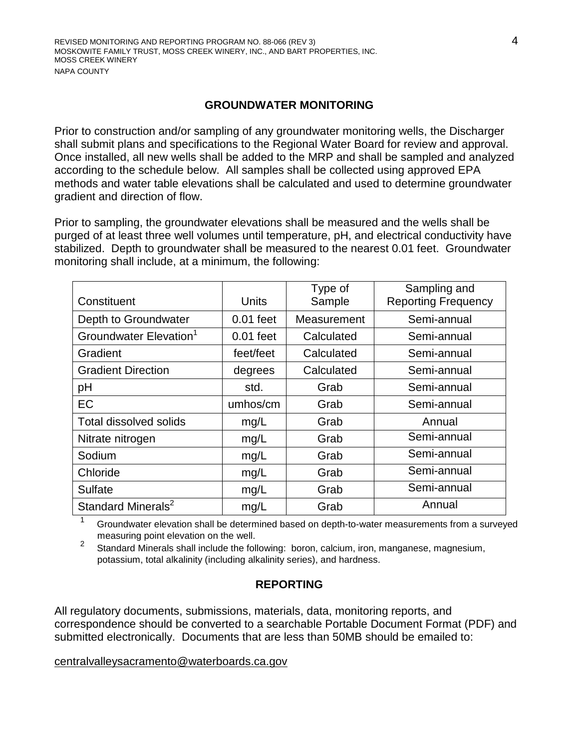## GROUNDWATER MONITORING

Prior to construction and/or sampling of any groundwater monitoring wells, the Discharger shall submit plans and specifications to the Regional Water Board for review and approval. Once installed, all new wells shall be added to the MRP and shall be sampled and analyzed according to the schedule below. All samples shall be collected using approved EPA methods and water table elevations shall be calculated and used to determine groundwater gradient and direction of flow.

Prior to sampling, the groundwater elevations shall be measured and the wells shall be purged of at least three well volumes until temperature, pH, and electrical conductivity have stabilized. Depth to groundwater shall be measured to the nearest 0.01 feet. Groundwater monitoring shall include, at a minimum, the following:

| Constituent | Units | Type of Sample | Sampling and Reporting Frequency |
|---|---|---|---|
| Depth to Groundwater | 0.01 feet | Measurement | Semi-annual |
| Groundwater Elevation[1] | 0.01 feet | Calculated | Semi-annual |
| Gradient | feet/feet | Calculated | Semi-annual |
| Gradient Direction | degrees | Calculated | Semi-annual |
| pH | std. | Grab | Semi-annual |
| EC | umhos/cm | Grab | Semi-annual |
| Total dissolved solids | mg/L | Grab | Annual |
| Nitrate nitrogen | mg/L | Grab | Semi-annual |
| Sodium | mg/L | Grab | Semi-annual |
| Chloride | mg/L | Grab | Semi-annual |
| Sulfate | mg/L | Grab | Semi-annual |
| Standard Minerals[2] | mg/L | Grab | Annual |

[1] Groundwater elevation shall be determined based on depth-to-water measurements from a surveyed measuring point elevation on the well.

[2] Standard Minerals shall include the following: boron, calcium, iron, manganese, magnesium, potassium, total alkalinity (including alkalinity series), and hardness.

## REPORTING

All regulatory documents, submissions, materials, data, monitoring reports, and correspondence should be converted to a searchable Portable Document Format (PDF) and submitted electronically. Documents that are less than 50MB should be emailed to:

centralvalleysacramento@waterboards.ca.gov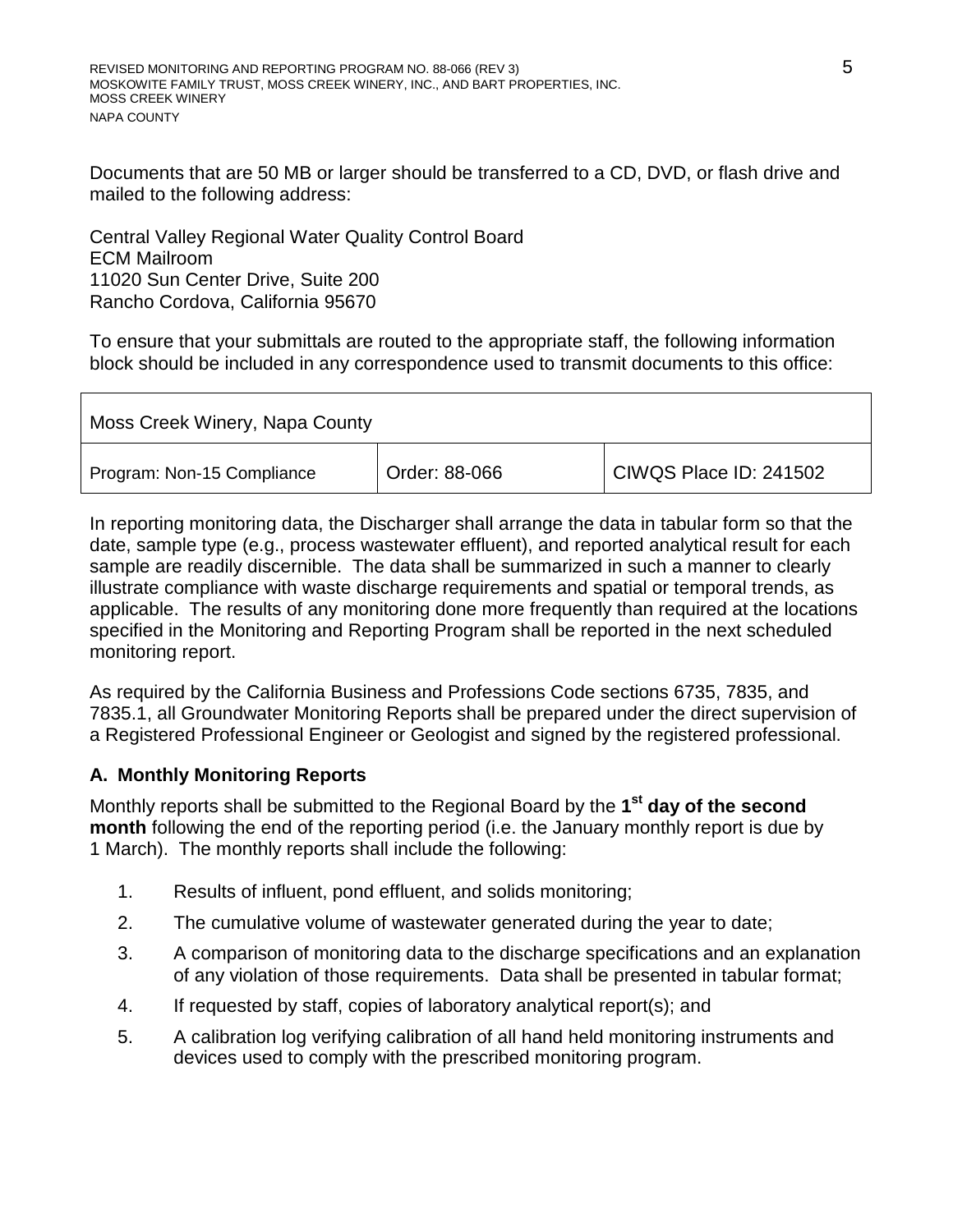Documents that are 50 MB or larger should be transferred to a CD, DVD, or flash drive and mailed to the following address:

Central Valley Regional Water Quality Control Board
ECM Mailroom
11020 Sun Center Drive, Suite 200
Rancho Cordova, California 95670

To ensure that your submittals are routed to the appropriate staff, the following information block should be included in any correspondence used to transmit documents to this office:

| Moss Creek Winery, Napa County | | |
|---|---|---|
| Program: Non-15 Compliance | Order: 88-066 | CIWQS Place ID: 241502 |

In reporting monitoring data, the Discharger shall arrange the data in tabular form so that the date, sample type (e.g., process wastewater effluent), and reported analytical result for each sample are readily discernible. The data shall be summarized in such a manner to clearly illustrate compliance with waste discharge requirements and spatial or temporal trends, as applicable. The results of any monitoring done more frequently than required at the locations specified in the Monitoring and Reporting Program shall be reported in the next scheduled monitoring report.

As required by the California Business and Professions Code sections 6735, 7835, and 7835.1, all Groundwater Monitoring Reports shall be prepared under the direct supervision of a Registered Professional Engineer or Geologist and signed by the registered professional.

### A. Monthly Monitoring Reports

Monthly reports shall be submitted to the Regional Board by the **1st day of the second month** following the end of the reporting period (i.e. the January monthly report is due by 1 March). The monthly reports shall include the following:

1. Results of influent, pond effluent, and solids monitoring;
2. The cumulative volume of wastewater generated during the year to date;
3. A comparison of monitoring data to the discharge specifications and an explanation of any violation of those requirements. Data shall be presented in tabular format;
4. If requested by staff, copies of laboratory analytical report(s); and
5. A calibration log verifying calibration of all hand held monitoring instruments and devices used to comply with the prescribed monitoring program.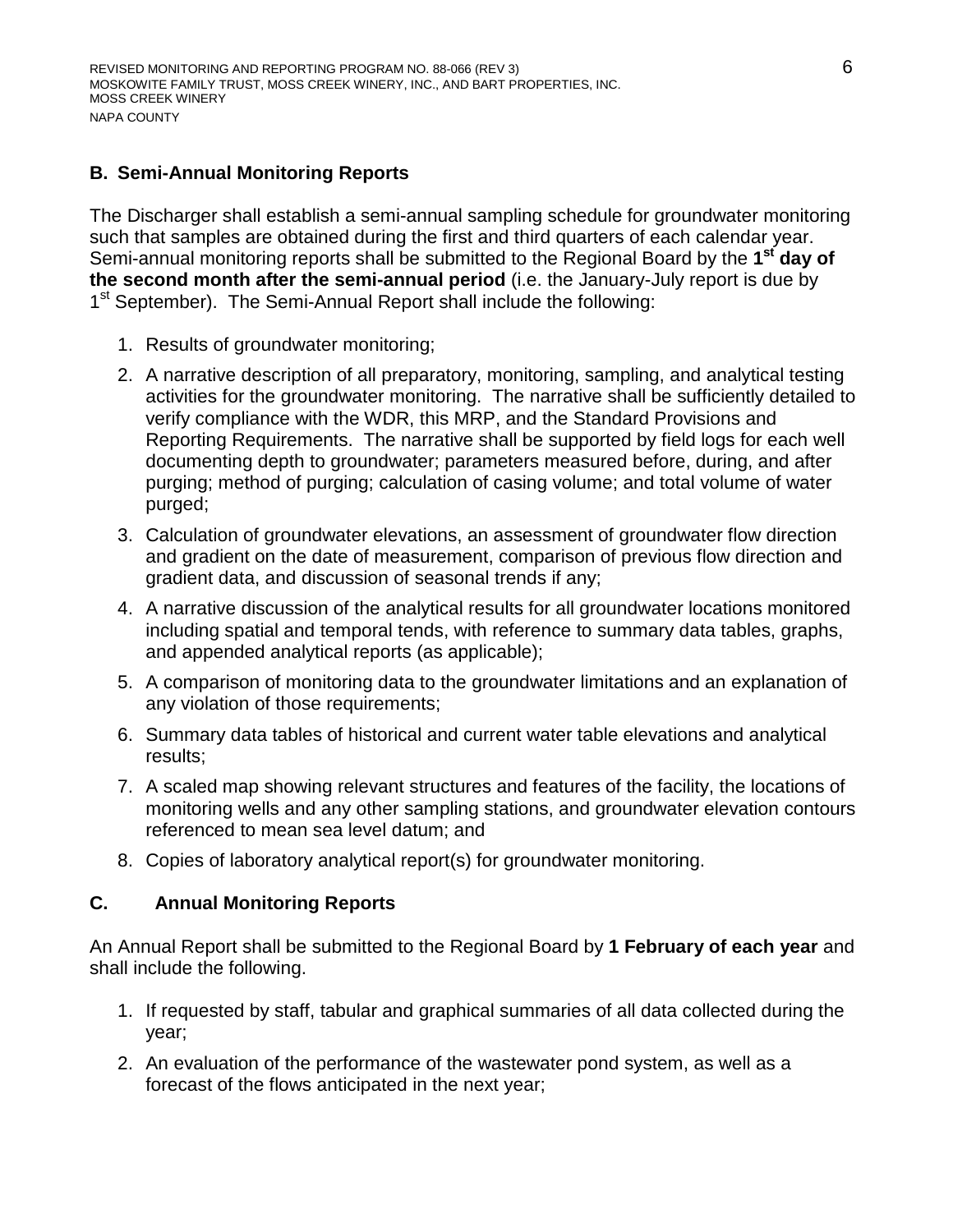## B. Semi-Annual Monitoring Reports

The Discharger shall establish a semi-annual sampling schedule for groundwater monitoring such that samples are obtained during the first and third quarters of each calendar year. Semi-annual monitoring reports shall be submitted to the Regional Board by the **1st day of the second month after the semi-annual period** (i.e. the January-July report is due by 1st September). The Semi-Annual Report shall include the following:

1. Results of groundwater monitoring;
2. A narrative description of all preparatory, monitoring, sampling, and analytical testing activities for the groundwater monitoring. The narrative shall be sufficiently detailed to verify compliance with the WDR, this MRP, and the Standard Provisions and Reporting Requirements. The narrative shall be supported by field logs for each well documenting depth to groundwater; parameters measured before, during, and after purging; method of purging; calculation of casing volume; and total volume of water purged;
3. Calculation of groundwater elevations, an assessment of groundwater flow direction and gradient on the date of measurement, comparison of previous flow direction and gradient data, and discussion of seasonal trends if any;
4. A narrative discussion of the analytical results for all groundwater locations monitored including spatial and temporal tends, with reference to summary data tables, graphs, and appended analytical reports (as applicable);
5. A comparison of monitoring data to the groundwater limitations and an explanation of any violation of those requirements;
6. Summary data tables of historical and current water table elevations and analytical results;
7. A scaled map showing relevant structures and features of the facility, the locations of monitoring wells and any other sampling stations, and groundwater elevation contours referenced to mean sea level datum; and
8. Copies of laboratory analytical report(s) for groundwater monitoring.

## C. Annual Monitoring Reports

An Annual Report shall be submitted to the Regional Board by **1 February of each year** and shall include the following.

1. If requested by staff, tabular and graphical summaries of all data collected during the year;
2. An evaluation of the performance of the wastewater pond system, as well as a forecast of the flows anticipated in the next year;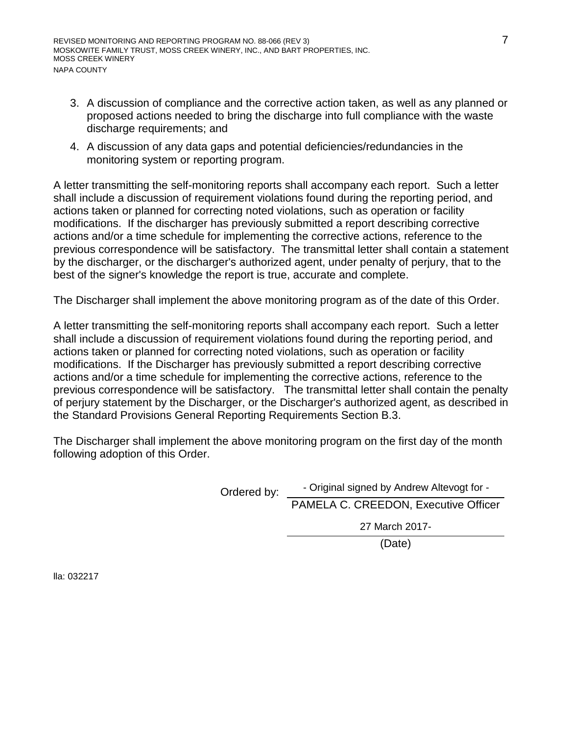3. A discussion of compliance and the corrective action taken, as well as any planned or proposed actions needed to bring the discharge into full compliance with the waste discharge requirements; and

4. A discussion of any data gaps and potential deficiencies/redundancies in the monitoring system or reporting program.

A letter transmitting the self-monitoring reports shall accompany each report. Such a letter shall include a discussion of requirement violations found during the reporting period, and actions taken or planned for correcting noted violations, such as operation or facility modifications. If the discharger has previously submitted a report describing corrective actions and/or a time schedule for implementing the corrective actions, reference to the previous correspondence will be satisfactory. The transmittal letter shall contain a statement by the discharger, or the discharger's authorized agent, under penalty of perjury, that to the best of the signer's knowledge the report is true, accurate and complete.

The Discharger shall implement the above monitoring program as of the date of this Order.

A letter transmitting the self-monitoring reports shall accompany each report. Such a letter shall include a discussion of requirement violations found during the reporting period, and actions taken or planned for correcting noted violations, such as operation or facility modifications. If the Discharger has previously submitted a report describing corrective actions and/or a time schedule for implementing the corrective actions, reference to the previous correspondence will be satisfactory. The transmittal letter shall contain the penalty of perjury statement by the Discharger, or the Discharger's authorized agent, as described in the Standard Provisions General Reporting Requirements Section B.3.

The Discharger shall implement the above monitoring program on the first day of the month following adoption of this Order.

Ordered by: - Original signed by Andrew Altevogt for -

PAMELA C. CREEDON, Executive Officer

27 March 2017-

(Date)

lla: 032217